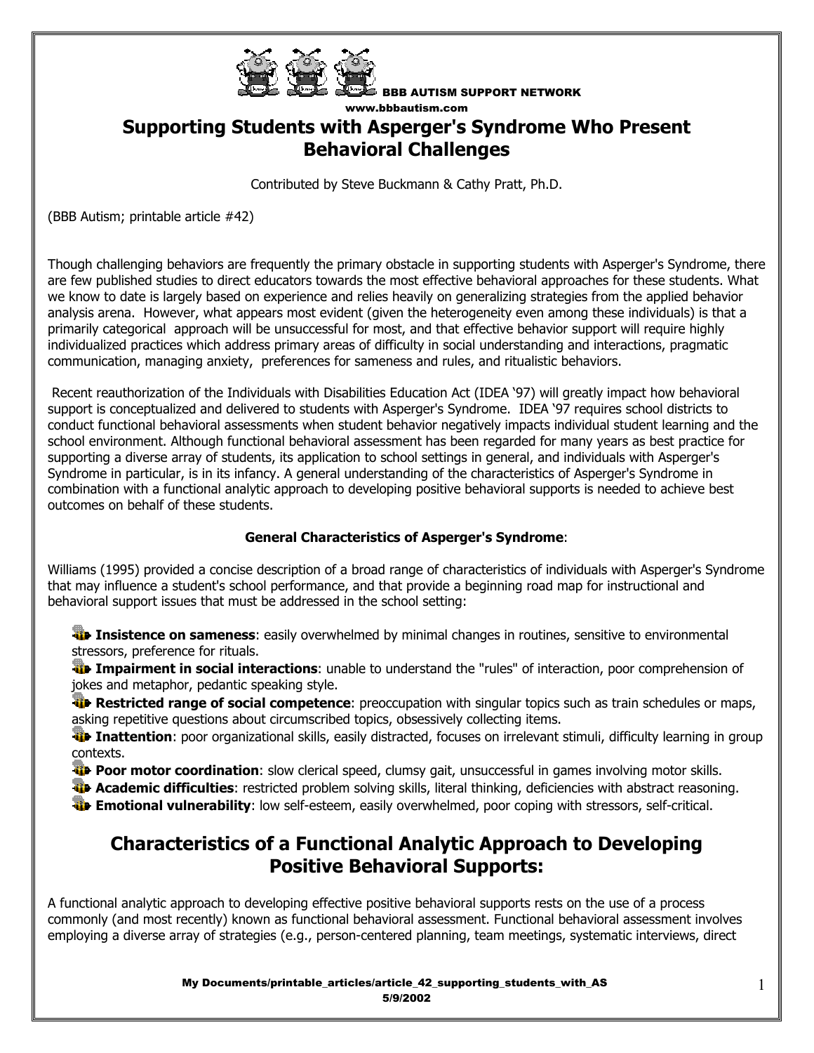BBB AUTISM SUPPORT NETWORK
www.bbbautism.com

# Supporting Students with Asperger's Syndrome Who Present Behavioral Challenges

Contributed by Steve Buckmann & Cathy Pratt, Ph.D.

(BBB Autism; printable article #42)

Though challenging behaviors are frequently the primary obstacle in supporting students with Asperger's Syndrome, there are few published studies to direct educators towards the most effective behavioral approaches for these students. What we know to date is largely based on experience and relies heavily on generalizing strategies from the applied behavior analysis arena. However, what appears most evident (given the heterogeneity even among these individuals) is that a primarily categorical approach will be unsuccessful for most, and that effective behavior support will require highly individualized practices which address primary areas of difficulty in social understanding and interactions, pragmatic communication, managing anxiety, preferences for sameness and rules, and ritualistic behaviors.

Recent reauthorization of the Individuals with Disabilities Education Act (IDEA '97) will greatly impact how behavioral support is conceptualized and delivered to students with Asperger's Syndrome. IDEA '97 requires school districts to conduct functional behavioral assessments when student behavior negatively impacts individual student learning and the school environment. Although functional behavioral assessment has been regarded for many years as best practice for supporting a diverse array of students, its application to school settings in general, and individuals with Asperger's Syndrome in particular, is in its infancy. A general understanding of the characteristics of Asperger's Syndrome in combination with a functional analytic approach to developing positive behavioral supports is needed to achieve best outcomes on behalf of these students.

### General Characteristics of Asperger's Syndrome:

Williams (1995) provided a concise description of a broad range of characteristics of individuals with Asperger's Syndrome that may influence a student's school performance, and that provide a beginning road map for instructional and behavioral support issues that must be addressed in the school setting:

- **Insistence on sameness**: easily overwhelmed by minimal changes in routines, sensitive to environmental stressors, preference for rituals.
- **Impairment in social interactions**: unable to understand the "rules" of interaction, poor comprehension of jokes and metaphor, pedantic speaking style.
- **Restricted range of social competence**: preoccupation with singular topics such as train schedules or maps, asking repetitive questions about circumscribed topics, obsessively collecting items.
- **Inattention**: poor organizational skills, easily distracted, focuses on irrelevant stimuli, difficulty learning in group contexts.
- **Poor motor coordination**: slow clerical speed, clumsy gait, unsuccessful in games involving motor skills.
- **Academic difficulties**: restricted problem solving skills, literal thinking, deficiencies with abstract reasoning.
- **Emotional vulnerability**: low self-esteem, easily overwhelmed, poor coping with stressors, self-critical.

## Characteristics of a Functional Analytic Approach to Developing Positive Behavioral Supports:

A functional analytic approach to developing effective positive behavioral supports rests on the use of a process commonly (and most recently) known as functional behavioral assessment. Functional behavioral assessment involves employing a diverse array of strategies (e.g., person-centered planning, team meetings, systematic interviews, direct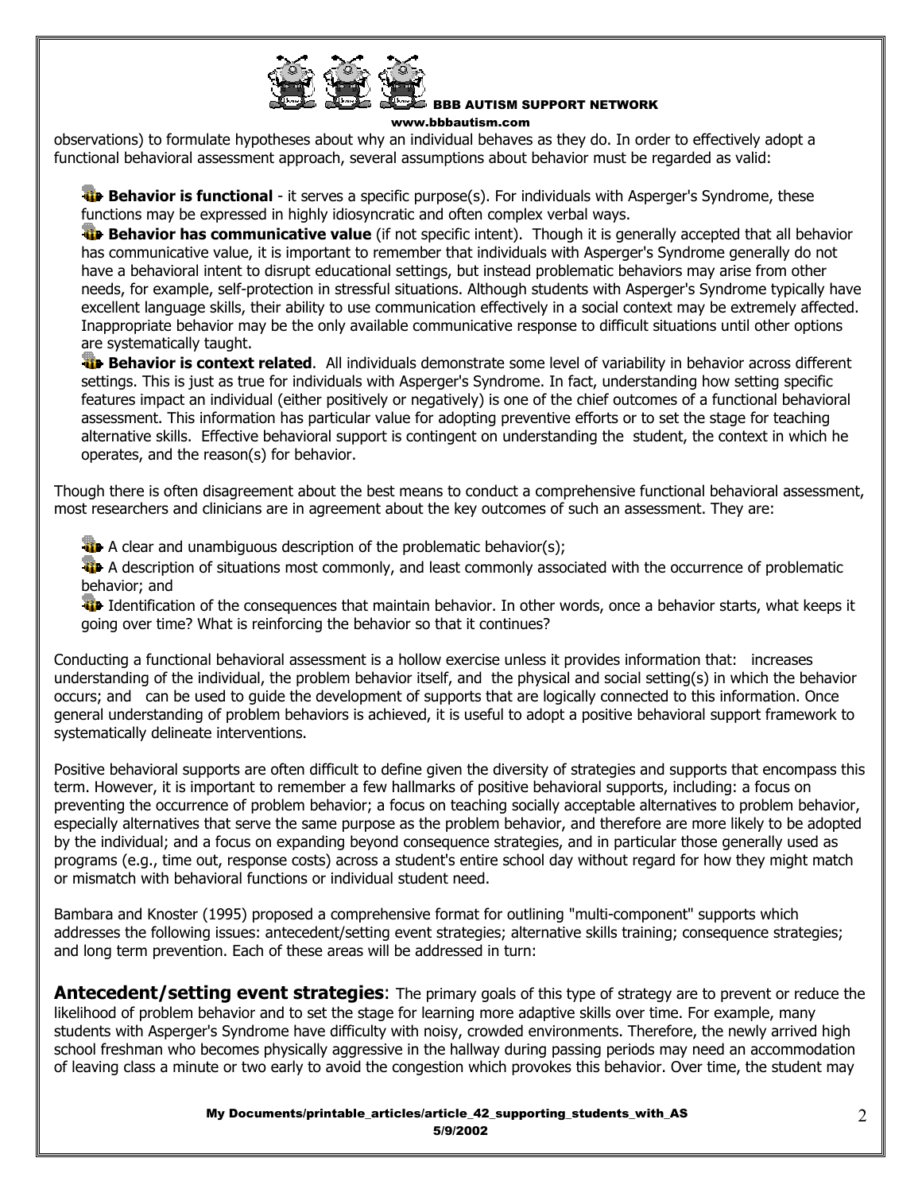observations) to formulate hypotheses about why an individual behaves as they do. In order to effectively adopt a functional behavioral assessment approach, several assumptions about behavior must be regarded as valid:

- **Behavior is functional** - it serves a specific purpose(s). For individuals with Asperger's Syndrome, these functions may be expressed in highly idiosyncratic and often complex verbal ways.
- **Behavior has communicative value** (if not specific intent). Though it is generally accepted that all behavior has communicative value, it is important to remember that individuals with Asperger's Syndrome generally do not have a behavioral intent to disrupt educational settings, but instead problematic behaviors may arise from other needs, for example, self-protection in stressful situations. Although students with Asperger's Syndrome typically have excellent language skills, their ability to use communication effectively in a social context may be extremely affected. Inappropriate behavior may be the only available communicative response to difficult situations until other options are systematically taught.
- **Behavior is context related**. All individuals demonstrate some level of variability in behavior across different settings. This is just as true for individuals with Asperger's Syndrome. In fact, understanding how setting specific features impact an individual (either positively or negatively) is one of the chief outcomes of a functional behavioral assessment. This information has particular value for adopting preventive efforts or to set the stage for teaching alternative skills. Effective behavioral support is contingent on understanding the student, the context in which he operates, and the reason(s) for behavior.

Though there is often disagreement about the best means to conduct a comprehensive functional behavioral assessment, most researchers and clinicians are in agreement about the key outcomes of such an assessment. They are:

- A clear and unambiguous description of the problematic behavior(s);
- A description of situations most commonly, and least commonly associated with the occurrence of problematic behavior; and
- Identification of the consequences that maintain behavior. In other words, once a behavior starts, what keeps it going over time? What is reinforcing the behavior so that it continues?

Conducting a functional behavioral assessment is a hollow exercise unless it provides information that: increases understanding of the individual, the problem behavior itself, and the physical and social setting(s) in which the behavior occurs; and can be used to guide the development of supports that are logically connected to this information. Once general understanding of problem behaviors is achieved, it is useful to adopt a positive behavioral support framework to systematically delineate interventions.

Positive behavioral supports are often difficult to define given the diversity of strategies and supports that encompass this term. However, it is important to remember a few hallmarks of positive behavioral supports, including: a focus on preventing the occurrence of problem behavior; a focus on teaching socially acceptable alternatives to problem behavior, especially alternatives that serve the same purpose as the problem behavior, and therefore are more likely to be adopted by the individual; and a focus on expanding beyond consequence strategies, and in particular those generally used as programs (e.g., time out, response costs) across a student's entire school day without regard for how they might match or mismatch with behavioral functions or individual student need.

Bambara and Knoster (1995) proposed a comprehensive format for outlining "multi-component" supports which addresses the following issues: antecedent/setting event strategies; alternative skills training; consequence strategies; and long term prevention. Each of these areas will be addressed in turn:

**Antecedent/setting event strategies**: The primary goals of this type of strategy are to prevent or reduce the likelihood of problem behavior and to set the stage for learning more adaptive skills over time. For example, many students with Asperger's Syndrome have difficulty with noisy, crowded environments. Therefore, the newly arrived high school freshman who becomes physically aggressive in the hallway during passing periods may need an accommodation of leaving class a minute or two early to avoid the congestion which provokes this behavior. Over time, the student may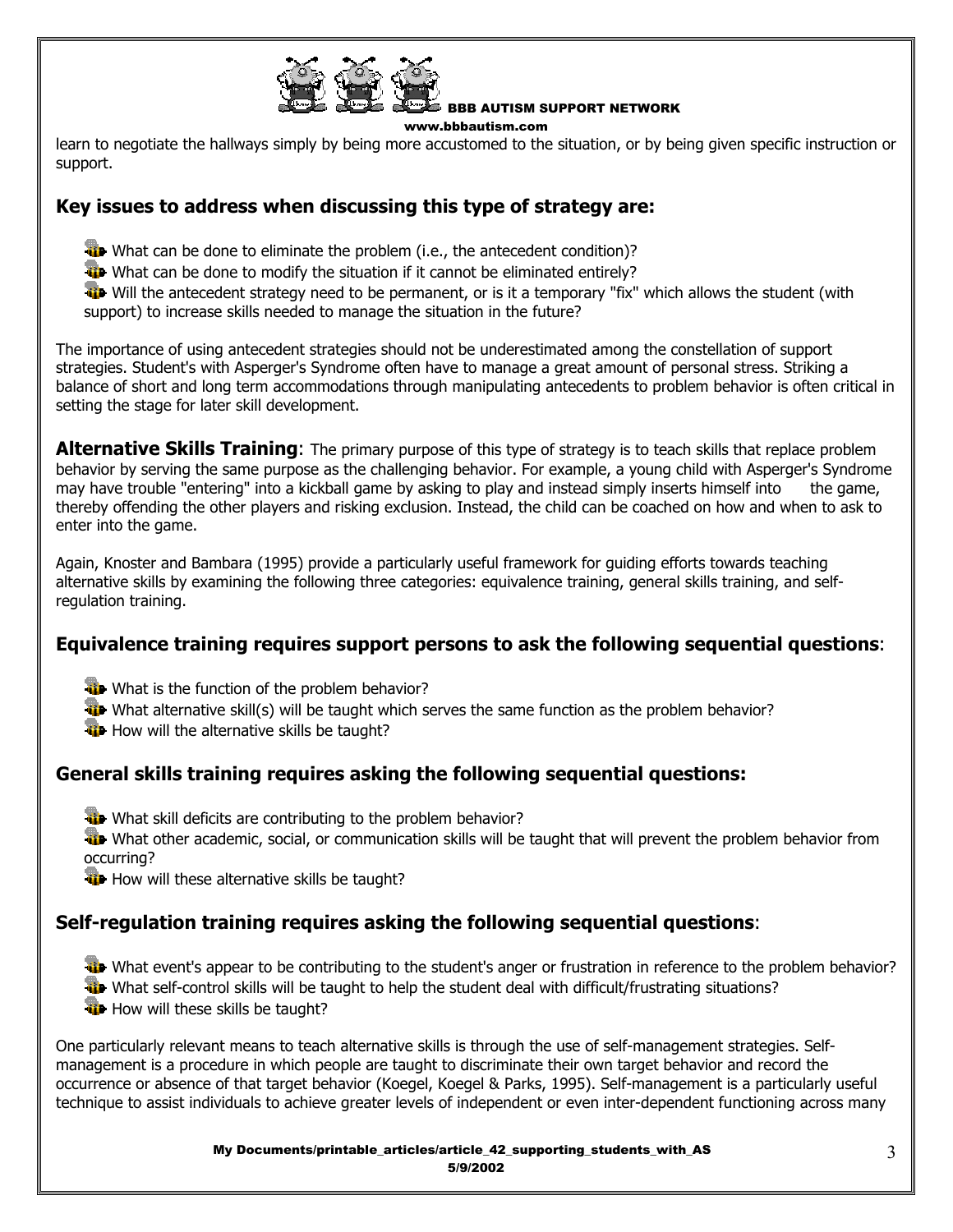learn to negotiate the hallways simply by being more accustomed to the situation, or by being given specific instruction or support.

## Key issues to address when discussing this type of strategy are:

- What can be done to eliminate the problem (i.e., the antecedent condition)?
- What can be done to modify the situation if it cannot be eliminated entirely?
- Will the antecedent strategy need to be permanent, or is it a temporary "fix" which allows the student (with support) to increase skills needed to manage the situation in the future?

The importance of using antecedent strategies should not be underestimated among the constellation of support strategies. Student's with Asperger's Syndrome often have to manage a great amount of personal stress. Striking a balance of short and long term accommodations through manipulating antecedents to problem behavior is often critical in setting the stage for later skill development.

**Alternative Skills Training**: The primary purpose of this type of strategy is to teach skills that replace problem behavior by serving the same purpose as the challenging behavior. For example, a young child with Asperger's Syndrome may have trouble "entering" into a kickball game by asking to play and instead simply inserts himself into the game, thereby offending the other players and risking exclusion. Instead, the child can be coached on how and when to ask to enter into the game.

Again, Knoster and Bambara (1995) provide a particularly useful framework for guiding efforts towards teaching alternative skills by examining the following three categories: equivalence training, general skills training, and self-regulation training.

## Equivalence training requires support persons to ask the following sequential questions:

- What is the function of the problem behavior?
- What alternative skill(s) will be taught which serves the same function as the problem behavior?
- How will the alternative skills be taught?

## General skills training requires asking the following sequential questions:

- What skill deficits are contributing to the problem behavior?
- What other academic, social, or communication skills will be taught that will prevent the problem behavior from occurring?
- How will these alternative skills be taught?

## Self-regulation training requires asking the following sequential questions:

- What event's appear to be contributing to the student's anger or frustration in reference to the problem behavior?
- What self-control skills will be taught to help the student deal with difficult/frustrating situations?
- How will these skills be taught?

One particularly relevant means to teach alternative skills is through the use of self-management strategies. Self-management is a procedure in which people are taught to discriminate their own target behavior and record the occurrence or absence of that target behavior (Koegel, Koegel & Parks, 1995). Self-management is a particularly useful technique to assist individuals to achieve greater levels of independent or even inter-dependent functioning across many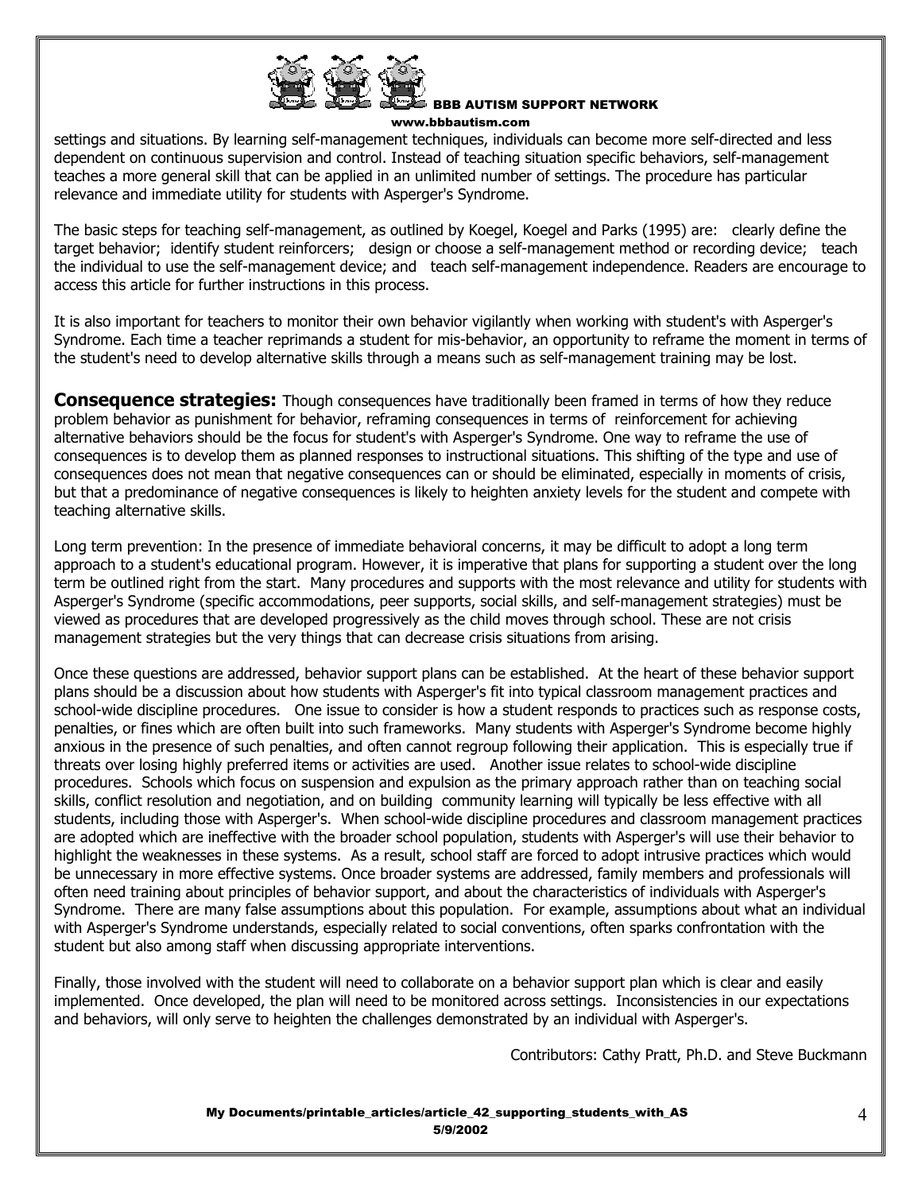settings and situations. By learning self-management techniques, individuals can become more self-directed and less dependent on continuous supervision and control. Instead of teaching situation specific behaviors, self-management teaches a more general skill that can be applied in an unlimited number of settings. The procedure has particular relevance and immediate utility for students with Asperger's Syndrome.

The basic steps for teaching self-management, as outlined by Koegel, Koegel and Parks (1995) are: clearly define the target behavior; identify student reinforcers; design or choose a self-management method or recording device; teach the individual to use the self-management device; and teach self-management independence. Readers are encourage to access this article for further instructions in this process.

It is also important for teachers to monitor their own behavior vigilantly when working with student's with Asperger's Syndrome. Each time a teacher reprimands a student for mis-behavior, an opportunity to reframe the moment in terms of the student's need to develop alternative skills through a means such as self-management training may be lost.

**Consequence strategies:** Though consequences have traditionally been framed in terms of how they reduce problem behavior as punishment for behavior, reframing consequences in terms of reinforcement for achieving alternative behaviors should be the focus for student's with Asperger's Syndrome. One way to reframe the use of consequences is to develop them as planned responses to instructional situations. This shifting of the type and use of consequences does not mean that negative consequences can or should be eliminated, especially in moments of crisis, but that a predominance of negative consequences is likely to heighten anxiety levels for the student and compete with teaching alternative skills.

Long term prevention: In the presence of immediate behavioral concerns, it may be difficult to adopt a long term approach to a student's educational program. However, it is imperative that plans for supporting a student over the long term be outlined right from the start. Many procedures and supports with the most relevance and utility for students with Asperger's Syndrome (specific accommodations, peer supports, social skills, and self-management strategies) must be viewed as procedures that are developed progressively as the child moves through school. These are not crisis management strategies but the very things that can decrease crisis situations from arising.

Once these questions are addressed, behavior support plans can be established. At the heart of these behavior support plans should be a discussion about how students with Asperger's fit into typical classroom management practices and school-wide discipline procedures. One issue to consider is how a student responds to practices such as response costs, penalties, or fines which are often built into such frameworks. Many students with Asperger's Syndrome become highly anxious in the presence of such penalties, and often cannot regroup following their application. This is especially true if threats over losing highly preferred items or activities are used. Another issue relates to school-wide discipline procedures. Schools which focus on suspension and expulsion as the primary approach rather than on teaching social skills, conflict resolution and negotiation, and on building community learning will typically be less effective with all students, including those with Asperger's. When school-wide discipline procedures and classroom management practices are adopted which are ineffective with the broader school population, students with Asperger's will use their behavior to highlight the weaknesses in these systems. As a result, school staff are forced to adopt intrusive practices which would be unnecessary in more effective systems. Once broader systems are addressed, family members and professionals will often need training about principles of behavior support, and about the characteristics of individuals with Asperger's Syndrome. There are many false assumptions about this population. For example, assumptions about what an individual with Asperger's Syndrome understands, especially related to social conventions, often sparks confrontation with the student but also among staff when discussing appropriate interventions.

Finally, those involved with the student will need to collaborate on a behavior support plan which is clear and easily implemented. Once developed, the plan will need to be monitored across settings. Inconsistencies in our expectations and behaviors, will only serve to heighten the challenges demonstrated by an individual with Asperger's.

Contributors: Cathy Pratt, Ph.D. and Steve Buckmann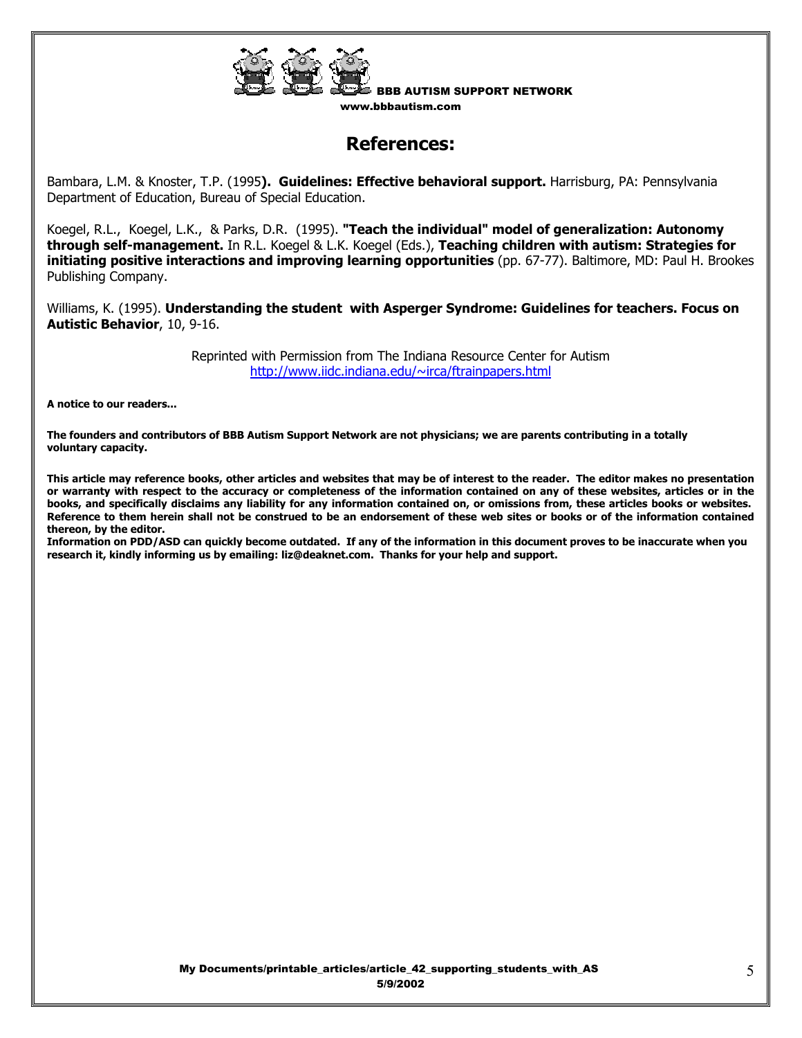# References:

Bambara, L.M. & Knoster, T.P. (1995**). Guidelines: Effective behavioral support.** Harrisburg, PA: Pennsylvania Department of Education, Bureau of Special Education.

Koegel, R.L., Koegel, L.K., & Parks, D.R. (1995). **"Teach the individual" model of generalization: Autonomy through self-management.** In R.L. Koegel & L.K. Koegel (Eds.), **Teaching children with autism: Strategies for initiating positive interactions and improving learning opportunities** (pp. 67-77). Baltimore, MD: Paul H. Brookes Publishing Company.

Williams, K. (1995). **Understanding the student with Asperger Syndrome: Guidelines for teachers. Focus on Autistic Behavior**, 10, 9-16.

Reprinted with Permission from The Indiana Resource Center for Autism
http://www.iidc.indiana.edu/~irca/ftrainpapers.html

**A notice to our readers...**

**The founders and contributors of BBB Autism Support Network are not physicians; we are parents contributing in a totally voluntary capacity.**

**This article may reference books, other articles and websites that may be of interest to the reader. The editor makes no presentation or warranty with respect to the accuracy or completeness of the information contained on any of these websites, articles or in the books, and specifically disclaims any liability for any information contained on, or omissions from, these articles books or websites. Reference to them herein shall not be construed to be an endorsement of these web sites or books or of the information contained thereon, by the editor.**
**Information on PDD/ASD can quickly become outdated. If any of the information in this document proves to be inaccurate when you research it, kindly informing us by emailing: liz@deaknet.com. Thanks for your help and support.**